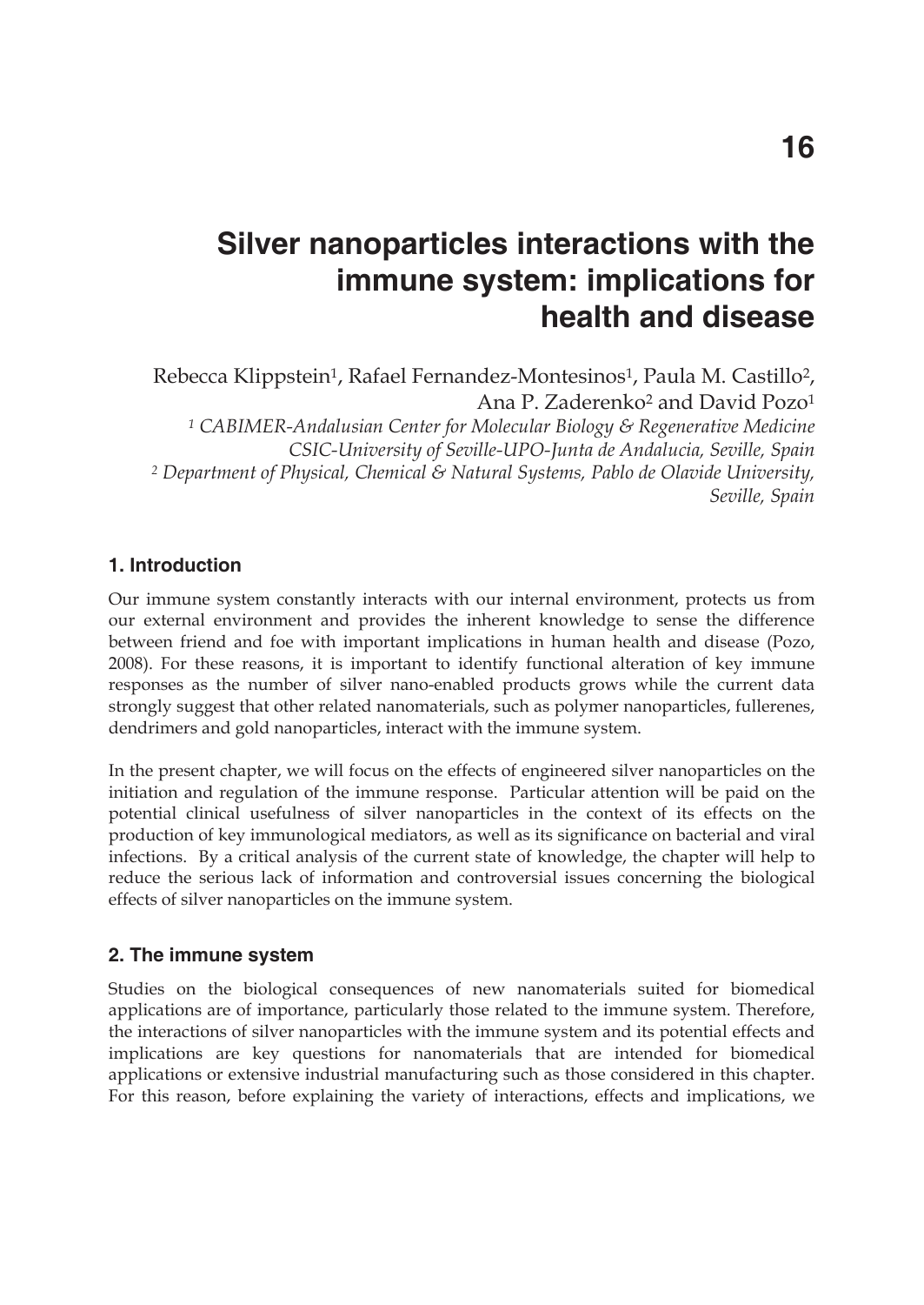# 16

# Silver nanoparticles interactions with the immune system: implications for health and disease

Rebecca Klippstein[1], Rafael Fernandez-Montesinos[1], Paula M. Castillo[2], Ana P. Zaderenko[2] and David Pozo[1]

*[1] CABIMER-Andalusian Center for Molecular Biology & Regenerative Medicine CSIC-University of Seville-UPO-Junta de Andalucia, Seville, Spain*
*[2] Department of Physical, Chemical & Natural Systems, Pablo de Olavide University, Seville, Spain*

## 1. Introduction

Our immune system constantly interacts with our internal environment, protects us from our external environment and provides the inherent knowledge to sense the difference between friend and foe with important implications in human health and disease (Pozo, 2008). For these reasons, it is important to identify functional alteration of key immune responses as the number of silver nano-enabled products grows while the current data strongly suggest that other related nanomaterials, such as polymer nanoparticles, fullerenes, dendrimers and gold nanoparticles, interact with the immune system.

In the present chapter, we will focus on the effects of engineered silver nanoparticles on the initiation and regulation of the immune response. Particular attention will be paid on the potential clinical usefulness of silver nanoparticles in the context of its effects on the production of key immunological mediators, as well as its significance on bacterial and viral infections. By a critical analysis of the current state of knowledge, the chapter will help to reduce the serious lack of information and controversial issues concerning the biological effects of silver nanoparticles on the immune system.

## 2. The immune system

Studies on the biological consequences of new nanomaterials suited for biomedical applications are of importance, particularly those related to the immune system. Therefore, the interactions of silver nanoparticles with the immune system and its potential effects and implications are key questions for nanomaterials that are intended for biomedical applications or extensive industrial manufacturing such as those considered in this chapter. For this reason, before explaining the variety of interactions, effects and implications, we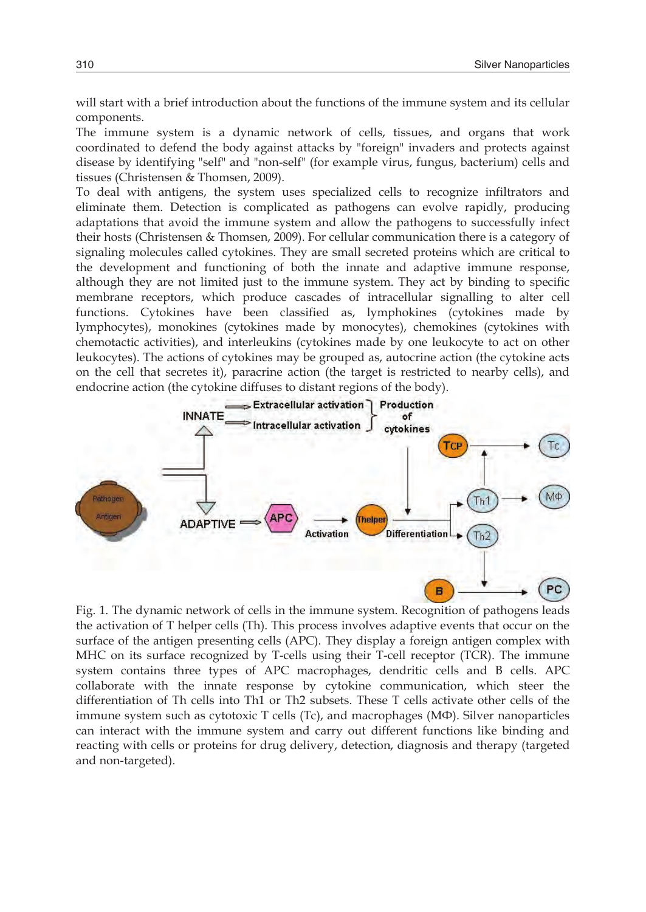will start with a brief introduction about the functions of the immune system and its cellular components.

The immune system is a dynamic network of cells, tissues, and organs that work coordinated to defend the body against attacks by "foreign" invaders and protects against disease by identifying "self" and "non-self" (for example virus, fungus, bacterium) cells and tissues (Christensen & Thomsen, 2009).

To deal with antigens, the system uses specialized cells to recognize infiltrators and eliminate them. Detection is complicated as pathogens can evolve rapidly, producing adaptations that avoid the immune system and allow the pathogens to successfully infect their hosts (Christensen & Thomsen, 2009). For cellular communication there is a category of signaling molecules called cytokines. They are small secreted proteins which are critical to the development and functioning of both the innate and adaptive immune response, although they are not limited just to the immune system. They act by binding to specific membrane receptors, which produce cascades of intracellular signalling to alter cell functions. Cytokines have been classified as, lymphokines (cytokines made by lymphocytes), monokines (cytokines made by monocytes), chemokines (cytokines with chemotactic activities), and interleukins (cytokines made by one leukocyte to act on other leukocytes). The actions of cytokines may be grouped as, autocrine action (the cytokine acts on the cell that secretes it), paracrine action (the target is restricted to nearby cells), and endocrine action (the cytokine diffuses to distant regions of the body).

INNATE
Extracellular activation
Intracellular activation
Production of cytokines
Pathogen Antigen
ADAPTIVE
APC
Activation
Thelper
Differentiation
TCP
Tc
Th1
MΦ
Th2
B
PC

Fig. 1. The dynamic network of cells in the immune system. Recognition of pathogens leads the activation of T helper cells (Th). This process involves adaptive events that occur on the surface of the antigen presenting cells (APC). They display a foreign antigen complex with MHC on its surface recognized by T-cells using their T-cell receptor (TCR). The immune system contains three types of APC macrophages, dendritic cells and B cells. APC collaborate with the innate response by cytokine communication, which steer the differentiation of Th cells into Th1 or Th2 subsets. These T cells activate other cells of the immune system such as cytotoxic T cells (Tc), and macrophages (MΦ). Silver nanoparticles can interact with the immune system and carry out different functions like binding and reacting with cells or proteins for drug delivery, detection, diagnosis and therapy (targeted and non-targeted).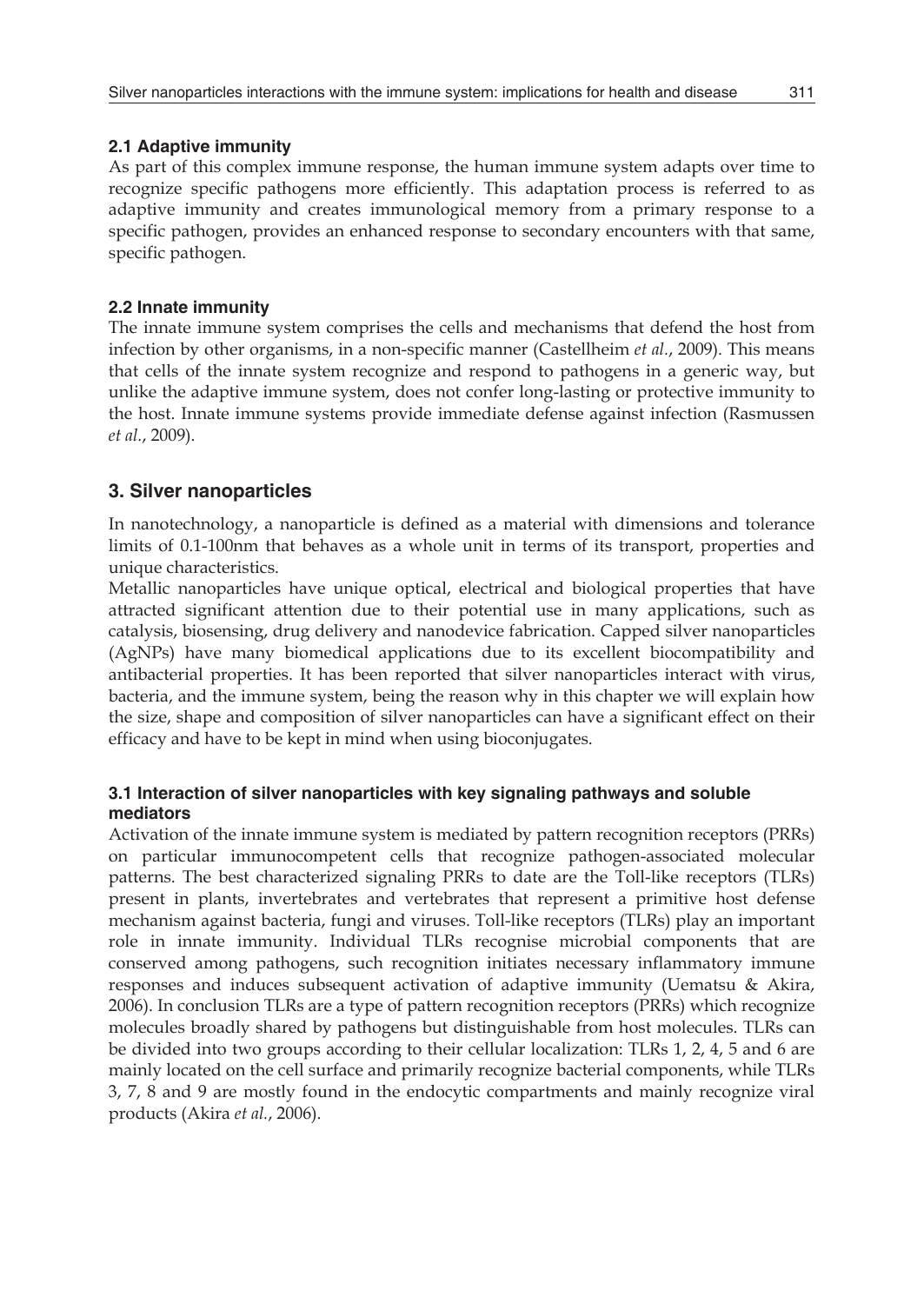### 2.1 Adaptive immunity

As part of this complex immune response, the human immune system adapts over time to recognize specific pathogens more efficiently. This adaptation process is referred to as adaptive immunity and creates immunological memory from a primary response to a specific pathogen, provides an enhanced response to secondary encounters with that same, specific pathogen.

### 2.2 Innate immunity

The innate immune system comprises the cells and mechanisms that defend the host from infection by other organisms, in a non-specific manner (Castellheim *et al.*, 2009). This means that cells of the innate system recognize and respond to pathogens in a generic way, but unlike the adaptive immune system, does not confer long-lasting or protective immunity to the host. Innate immune systems provide immediate defense against infection (Rasmussen *et al.*, 2009).

## 3. Silver nanoparticles

In nanotechnology, a nanoparticle is defined as a material with dimensions and tolerance limits of 0.1-100nm that behaves as a whole unit in terms of its transport, properties and unique characteristics.

Metallic nanoparticles have unique optical, electrical and biological properties that have attracted significant attention due to their potential use in many applications, such as catalysis, biosensing, drug delivery and nanodevice fabrication. Capped silver nanoparticles (AgNPs) have many biomedical applications due to its excellent biocompatibility and antibacterial properties. It has been reported that silver nanoparticles interact with virus, bacteria, and the immune system, being the reason why in this chapter we will explain how the size, shape and composition of silver nanoparticles can have a significant effect on their efficacy and have to be kept in mind when using bioconjugates.

### 3.1 Interaction of silver nanoparticles with key signaling pathways and soluble mediators

Activation of the innate immune system is mediated by pattern recognition receptors (PRRs) on particular immunocompetent cells that recognize pathogen-associated molecular patterns. The best characterized signaling PRRs to date are the Toll-like receptors (TLRs) present in plants, invertebrates and vertebrates that represent a primitive host defense mechanism against bacteria, fungi and viruses. Toll-like receptors (TLRs) play an important role in innate immunity. Individual TLRs recognise microbial components that are conserved among pathogens, such recognition initiates necessary inflammatory immune responses and induces subsequent activation of adaptive immunity (Uematsu & Akira, 2006). In conclusion TLRs are a type of pattern recognition receptors (PRRs) which recognize molecules broadly shared by pathogens but distinguishable from host molecules. TLRs can be divided into two groups according to their cellular localization: TLRs 1, 2, 4, 5 and 6 are mainly located on the cell surface and primarily recognize bacterial components, while TLRs 3, 7, 8 and 9 are mostly found in the endocytic compartments and mainly recognize viral products (Akira *et al.*, 2006).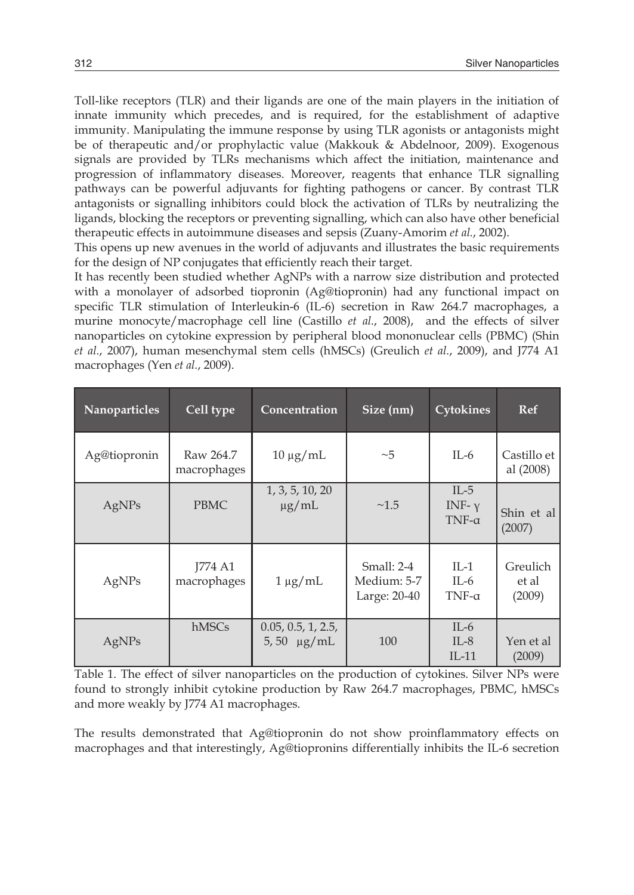Toll-like receptors (TLR) and their ligands are one of the main players in the initiation of innate immunity which precedes, and is required, for the establishment of adaptive immunity. Manipulating the immune response by using TLR agonists or antagonists might be of therapeutic and/or prophylactic value (Makkouk & Abdelnoor, 2009). Exogenous signals are provided by TLRs mechanisms which affect the initiation, maintenance and progression of inflammatory diseases. Moreover, reagents that enhance TLR signalling pathways can be powerful adjuvants for fighting pathogens or cancer. By contrast TLR antagonists or signalling inhibitors could block the activation of TLRs by neutralizing the ligands, blocking the receptors or preventing signalling, which can also have other beneficial therapeutic effects in autoimmune diseases and sepsis (Zuany-Amorim *et al.*, 2002).

This opens up new avenues in the world of adjuvants and illustrates the basic requirements for the design of NP conjugates that efficiently reach their target.

It has recently been studied whether AgNPs with a narrow size distribution and protected with a monolayer of adsorbed tiopronin (Ag@tiopronin) had any functional impact on specific TLR stimulation of Interleukin-6 (IL-6) secretion in Raw 264.7 macrophages, a murine monocyte/macrophage cell line (Castillo *et al.*, 2008), and the effects of silver nanoparticles on cytokine expression by peripheral blood mononuclear cells (PBMC) (Shin *et al.*, 2007), human mesenchymal stem cells (hMSCs) (Greulich *et al.*, 2009), and J774 A1 macrophages (Yen *et al.*, 2009).

| Nanoparticles | Cell type | Concentration | Size (nm) | Cytokines | Ref |
|---|---|---|---|---|---|
| Ag@tiopronin | Raw 264.7 macrophages | 10 μg/mL | ~5 | IL-6 | Castillo et al (2008) |
| AgNPs | PBMC | 1, 3, 5, 10, 20 μg/mL | ~1.5 | IL-5<br>INF- γ<br>TNF-α | Shin et al (2007) |
| AgNPs | J774 A1 macrophages | 1 μg/mL | Small: 2-4<br>Medium: 5-7<br>Large: 20-40 | IL-1<br>IL-6<br>TNF-α | Greulich et al (2009) |
| AgNPs | hMSCs | 0.05, 0.5, 1, 2.5, 5, 50 μg/mL | 100 | IL-6<br>IL-8<br>IL-11 | Yen et al (2009) |

Table 1. The effect of silver nanoparticles on the production of cytokines. Silver NPs were found to strongly inhibit cytokine production by Raw 264.7 macrophages, PBMC, hMSCs and more weakly by J774 A1 macrophages.

The results demonstrated that Ag@tiopronin do not show proinflammatory effects on macrophages and that interestingly, Ag@tiopronins differentially inhibits the IL-6 secretion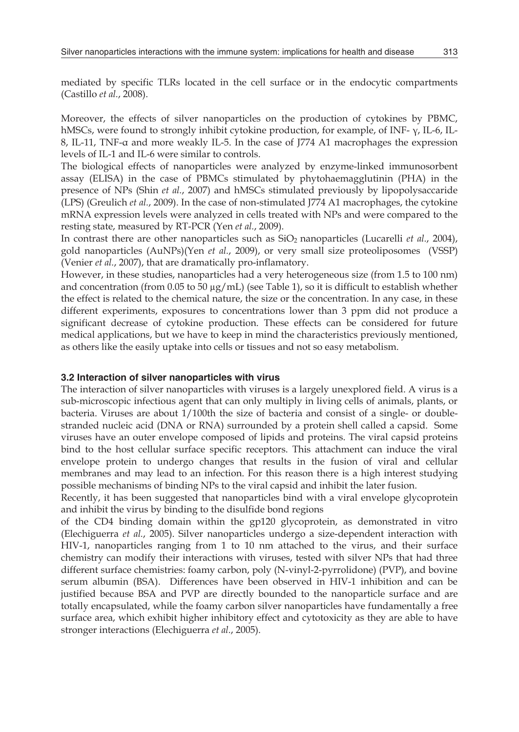mediated by specific TLRs located in the cell surface or in the endocytic compartments (Castillo *et al.*, 2008).

Moreover, the effects of silver nanoparticles on the production of cytokines by PBMC, hMSCs, were found to strongly inhibit cytokine production, for example, of INF- $\gamma$, IL-6, IL-8, IL-11, TNF-$\alpha$ and more weakly IL-5. In the case of J774 A1 macrophages the expression levels of IL-1 and IL-6 were similar to controls.

The biological effects of nanoparticles were analyzed by enzyme-linked immunosorbent assay (ELISA) in the case of PBMCs stimulated by phytohaemagglutinin (PHA) in the presence of NPs (Shin *et al.*, 2007) and hMSCs stimulated previously by lipopolysaccaride (LPS) (Greulich *et al.*, 2009). In the case of non-stimulated J774 A1 macrophages, the cytokine mRNA expression levels were analyzed in cells treated with NPs and were compared to the resting state, measured by RT-PCR (Yen *et al.*, 2009).

In contrast there are other nanoparticles such as $SiO_2$ nanoparticles (Lucarelli *et al.*, 2004), gold nanoparticles (AuNPs)(Yen *et al.*, 2009), or very small size proteoliposomes (VSSP) (Venier *et al.*, 2007), that are dramatically pro-inflamatory.

However, in these studies, nanoparticles had a very heterogeneous size (from 1.5 to 100 nm) and concentration (from 0.05 to 50 µg/mL) (see Table 1), so it is difficult to establish whether the effect is related to the chemical nature, the size or the concentration. In any case, in these different experiments, exposures to concentrations lower than 3 ppm did not produce a significant decrease of cytokine production. These effects can be considered for future medical applications, but we have to keep in mind the characteristics previously mentioned, as others like the easily uptake into cells or tissues and not so easy metabolism.

### 3.2 Interaction of silver nanoparticles with virus

The interaction of silver nanoparticles with viruses is a largely unexplored field. A virus is a sub-microscopic infectious agent that can only multiply in living cells of animals, plants, or bacteria. Viruses are about 1/100th the size of bacteria and consist of a single- or double-stranded nucleic acid (DNA or RNA) surrounded by a protein shell called a capsid. Some viruses have an outer envelope composed of lipids and proteins. The viral capsid proteins bind to the host cellular surface specific receptors. This attachment can induce the viral envelope protein to undergo changes that results in the fusion of viral and cellular membranes and may lead to an infection. For this reason there is a high interest studying possible mechanisms of binding NPs to the viral capsid and inhibit the later fusion.

Recently, it has been suggested that nanoparticles bind with a viral envelope glycoprotein and inhibit the virus by binding to the disulfide bond regions of the CD4 binding domain within the gp120 glycoprotein, as demonstrated in vitro (Elechiguerra *et al.*, 2005). Silver nanoparticles undergo a size-dependent interaction with HIV-1, nanoparticles ranging from 1 to 10 nm attached to the virus, and their surface chemistry can modify their interactions with viruses, tested with silver NPs that had three different surface chemistries: foamy carbon, poly (N-vinyl-2-pyrrolidone) (PVP), and bovine serum albumin (BSA). Differences have been observed in HIV-1 inhibition and can be justified because BSA and PVP are directly bounded to the nanoparticle surface and are totally encapsulated, while the foamy carbon silver nanoparticles have fundamentally a free surface area, which exhibit higher inhibitory effect and cytotoxicity as they are able to have stronger interactions (Elechiguerra *et al.*, 2005).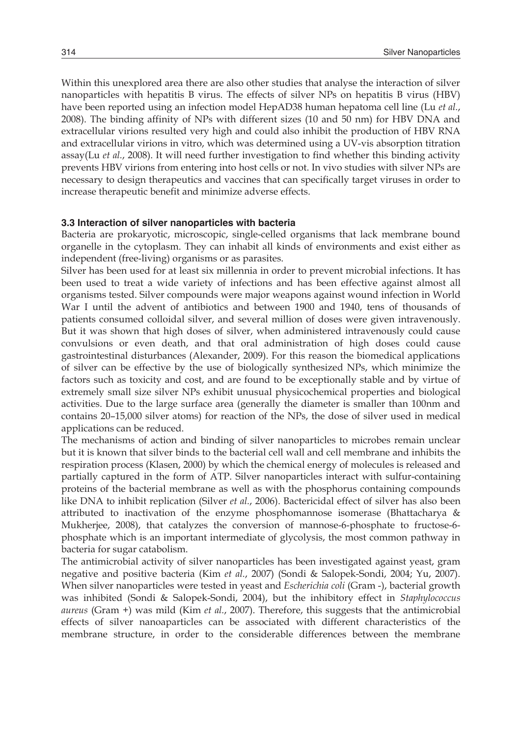Within this unexplored area there are also other studies that analyse the interaction of silver nanoparticles with hepatitis B virus. The effects of silver NPs on hepatitis B virus (HBV) have been reported using an infection model HepAD38 human hepatoma cell line (Lu *et al.*, 2008). The binding affinity of NPs with different sizes (10 and 50 nm) for HBV DNA and extracellular virions resulted very high and could also inhibit the production of HBV RNA and extracellular virions in vitro, which was determined using a UV-vis absorption titration assay(Lu *et al.*, 2008). It will need further investigation to find whether this binding activity prevents HBV virions from entering into host cells or not. In vivo studies with silver NPs are necessary to design therapeutics and vaccines that can specifically target viruses in order to increase therapeutic benefit and minimize adverse effects.

### 3.3 Interaction of silver nanoparticles with bacteria

Bacteria are prokaryotic, microscopic, single-celled organisms that lack membrane bound organelle in the cytoplasm. They can inhabit all kinds of environments and exist either as independent (free-living) organisms or as parasites.

Silver has been used for at least six millennia in order to prevent microbial infections. It has been used to treat a wide variety of infections and has been effective against almost all organisms tested. Silver compounds were major weapons against wound infection in World War I until the advent of antibiotics and between 1900 and 1940, tens of thousands of patients consumed colloidal silver, and several million of doses were given intravenously. But it was shown that high doses of silver, when administered intravenously could cause convulsions or even death, and that oral administration of high doses could cause gastrointestinal disturbances (Alexander, 2009). For this reason the biomedical applications of silver can be effective by the use of biologically synthesized NPs, which minimize the factors such as toxicity and cost, and are found to be exceptionally stable and by virtue of extremely small size silver NPs exhibit unusual physicochemical properties and biological activities. Due to the large surface area (generally the diameter is smaller than 100nm and contains 20–15,000 silver atoms) for reaction of the NPs, the dose of silver used in medical applications can be reduced.

The mechanisms of action and binding of silver nanoparticles to microbes remain unclear but it is known that silver binds to the bacterial cell wall and cell membrane and inhibits the respiration process (Klasen, 2000) by which the chemical energy of molecules is released and partially captured in the form of ATP. Silver nanoparticles interact with sulfur-containing proteins of the bacterial membrane as well as with the phosphorus containing compounds like DNA to inhibit replication (Silver *et al.*, 2006). Bactericidal effect of silver has also been attributed to inactivation of the enzyme phosphomannose isomerase (Bhattacharya & Mukherjee, 2008), that catalyzes the conversion of mannose-6-phosphate to fructose-6-phosphate which is an important intermediate of glycolysis, the most common pathway in bacteria for sugar catabolism.

The antimicrobial activity of silver nanoparticles has been investigated against yeast, gram negative and positive bacteria (Kim *et al.*, 2007) (Sondi & Salopek-Sondi, 2004; Yu, 2007). When silver nanoparticles were tested in yeast and *Escherichia coli* (Gram -), bacterial growth was inhibited (Sondi & Salopek-Sondi, 2004), but the inhibitory effect in *Staphylococcus aureus* (Gram +) was mild (Kim *et al.*, 2007). Therefore, this suggests that the antimicrobial effects of silver nanoaparticles can be associated with different characteristics of the membrane structure, in order to the considerable differences between the membrane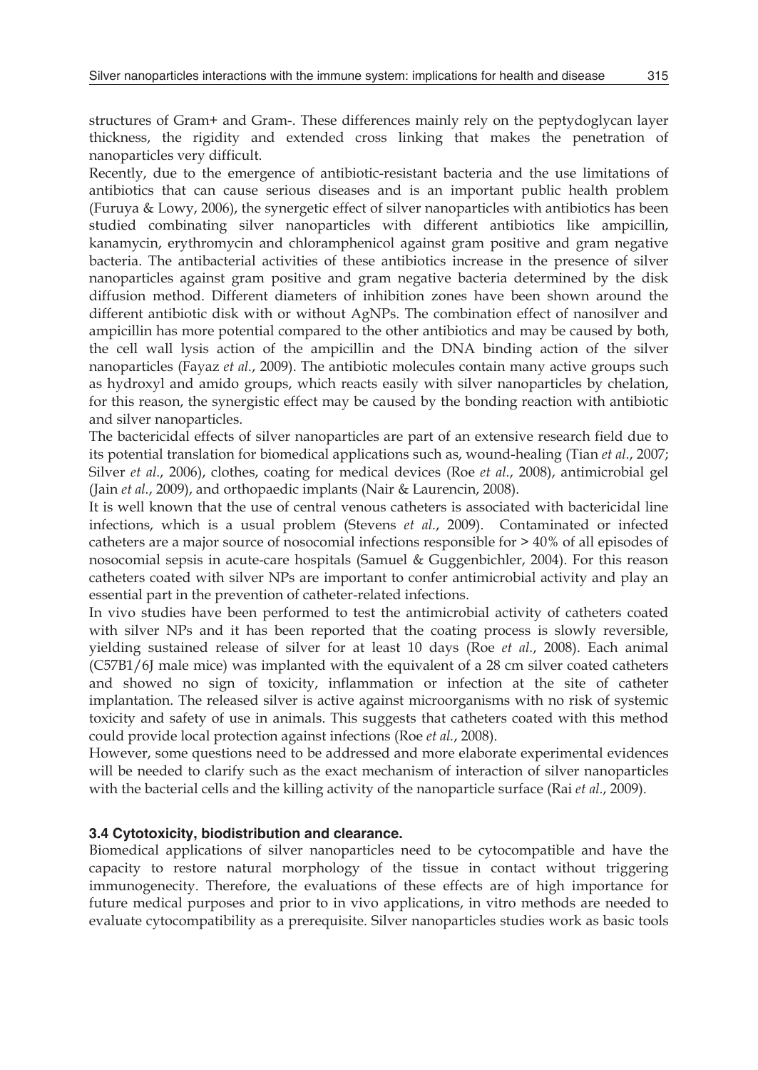structures of Gram+ and Gram-. These differences mainly rely on the peptydoglycan layer thickness, the rigidity and extended cross linking that makes the penetration of nanoparticles very difficult.

Recently, due to the emergence of antibiotic-resistant bacteria and the use limitations of antibiotics that can cause serious diseases and is an important public health problem (Furuya & Lowy, 2006), the synergetic effect of silver nanoparticles with antibiotics has been studied combinating silver nanoparticles with different antibiotics like ampicillin, kanamycin, erythromycin and chloramphenicol against gram positive and gram negative bacteria. The antibacterial activities of these antibiotics increase in the presence of silver nanoparticles against gram positive and gram negative bacteria determined by the disk diffusion method. Different diameters of inhibition zones have been shown around the different antibiotic disk with or without AgNPs. The combination effect of nanosilver and ampicillin has more potential compared to the other antibiotics and may be caused by both, the cell wall lysis action of the ampicillin and the DNA binding action of the silver nanoparticles (Fayaz *et al.*, 2009). The antibiotic molecules contain many active groups such as hydroxyl and amido groups, which reacts easily with silver nanoparticles by chelation, for this reason, the synergistic effect may be caused by the bonding reaction with antibiotic and silver nanoparticles.

The bactericidal effects of silver nanoparticles are part of an extensive research field due to its potential translation for biomedical applications such as, wound-healing (Tian *et al.*, 2007; Silver *et al.*, 2006), clothes, coating for medical devices (Roe *et al.*, 2008), antimicrobial gel (Jain *et al.*, 2009), and orthopaedic implants (Nair & Laurencin, 2008).

It is well known that the use of central venous catheters is associated with bactericidal line infections, which is a usual problem (Stevens *et al.*, 2009). Contaminated or infected catheters are a major source of nosocomial infections responsible for > 40% of all episodes of nosocomial sepsis in acute-care hospitals (Samuel & Guggenbichler, 2004). For this reason catheters coated with silver NPs are important to confer antimicrobial activity and play an essential part in the prevention of catheter-related infections.

In vivo studies have been performed to test the antimicrobial activity of catheters coated with silver NPs and it has been reported that the coating process is slowly reversible, yielding sustained release of silver for at least 10 days (Roe *et al.*, 2008). Each animal (C57B1/6J male mice) was implanted with the equivalent of a 28 cm silver coated catheters and showed no sign of toxicity, inflammation or infection at the site of catheter implantation. The released silver is active against microorganisms with no risk of systemic toxicity and safety of use in animals. This suggests that catheters coated with this method could provide local protection against infections (Roe *et al.*, 2008).

However, some questions need to be addressed and more elaborate experimental evidences will be needed to clarify such as the exact mechanism of interaction of silver nanoparticles with the bacterial cells and the killing activity of the nanoparticle surface (Rai *et al.*, 2009).

### 3.4 Cytotoxicity, biodistribution and clearance.

Biomedical applications of silver nanoparticles need to be cytocompatible and have the capacity to restore natural morphology of the tissue in contact without triggering immunogenecity. Therefore, the evaluations of these effects are of high importance for future medical purposes and prior to in vivo applications, in vitro methods are needed to evaluate cytocompatibility as a prerequisite. Silver nanoparticles studies work as basic tools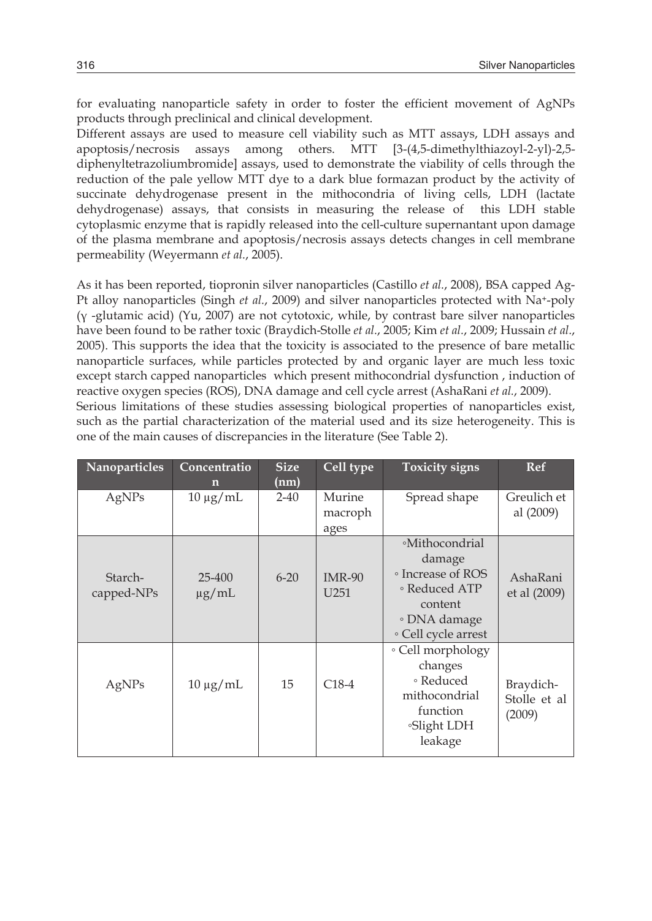for evaluating nanoparticle safety in order to foster the efficient movement of AgNPs products through preclinical and clinical development.

Different assays are used to measure cell viability such as MTT assays, LDH assays and apoptosis/necrosis assays among others. MTT [3-(4,5-dimethylthiazoyl-2-yl)-2,5-diphenyltetrazoliumbromide] assays, used to demonstrate the viability of cells through the reduction of the pale yellow MTT dye to a dark blue formazan product by the activity of succinate dehydrogenase present in the mitochondria of living cells, LDH (lactate dehydrogenase) assays, that consists in measuring the release of this LDH stable cytoplasmic enzyme that is rapidly released into the cell-culture supernantant upon damage of the plasma membrane and apoptosis/necrosis assays detects changes in cell membrane permeability (Weyermann *et al.*, 2005).

As it has been reported, tiopronin silver nanoparticles (Castillo *et al.*, 2008), BSA capped Ag-Pt alloy nanoparticles (Singh *et al.*, 2009) and silver nanoparticles protected with $Na^{+}$-poly (γ -glutamic acid) (Yu, 2007) are not cytotoxic, while, by contrast bare silver nanoparticles have been found to be rather toxic (Braydich-Stolle *et al.*, 2005; Kim *et al.*, 2009; Hussain *et al.*, 2005). This supports the idea that the toxicity is associated to the presence of bare metallic nanoparticle surfaces, while particles protected by and organic layer are much less toxic except starch capped nanoparticles which present mitochondrial dysfunction , induction of reactive oxygen species (ROS), DNA damage and cell cycle arrest (AshaRani *et al.*, 2009).

Serious limitations of these studies assessing biological properties of nanoparticles exist, such as the partial characterization of the material used and its size heterogeneity. This is one of the main causes of discrepancies in the literature (See Table 2).

| Nanoparticles | Concentration | Size (nm) | Cell type | Toxicity signs | Ref |
|---|---|---|---|---|---|
| AgNPs | 10 µg/mL | 2-40 | Murine macrophages | Spread shape | Greulich et al (2009) |
| Starch-capped-NPs | 25-400 µg/mL | 6-20 | IMR-90 U251 | ◦Mithocondrial damage ◦ Increase of ROS ◦ Reduced ATP content ◦ DNA damage ◦ Cell cycle arrest | AshaRani et al (2009) |
| AgNPs | 10 µg/mL | 15 | C18-4 | ◦ Cell morphology changes ◦ Reduced mithocondrial function ◦Slight LDH leakage | Braydich-Stolle et al (2009) |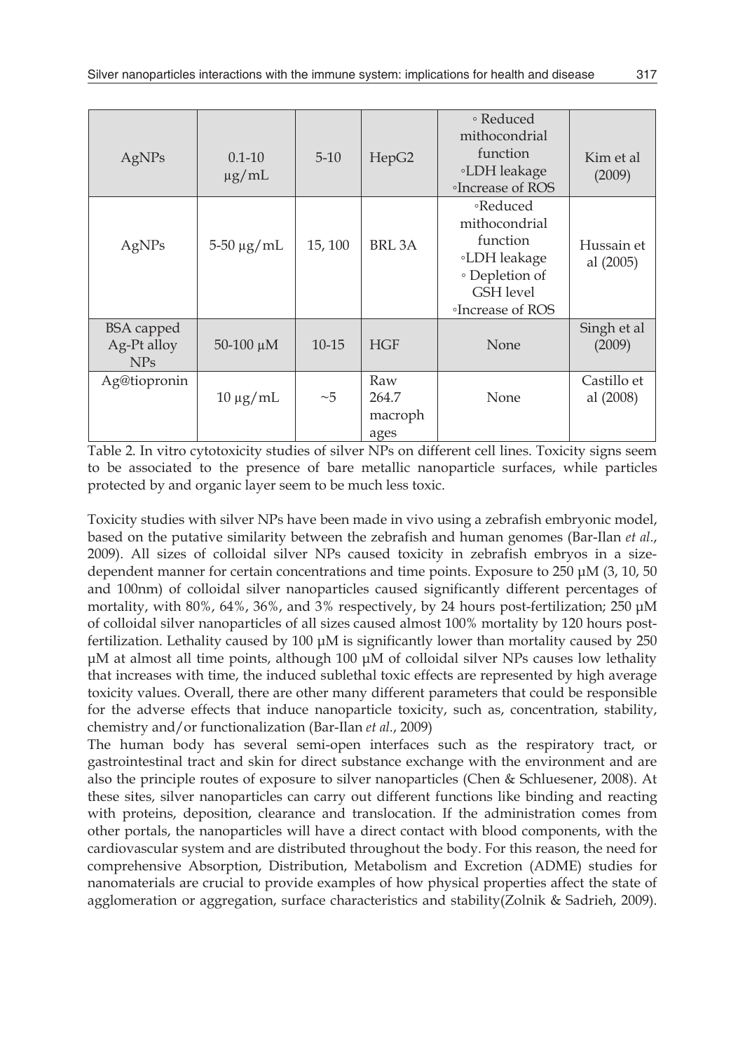| AgNPs | 0.1-10 μg/mL | 5-10 | HepG2 | ◦ Reduced mithocondrial function ◦LDH leakage ◦Increase of ROS | Kim et al (2009) |
|---|---|---|---|---|---|
| AgNPs | 5-50 μg/mL | 15, 100 | BRL 3A | ◦Reduced mithocondrial function ◦LDH leakage ◦ Depletion of GSH level ◦Increase of ROS | Hussain et al (2005) |
| BSA capped Ag-Pt alloy NPs | 50-100 μM | 10-15 | HGF | None | Singh et al (2009) |
| Ag@tiopronin | 10 μg/mL | ~5 | Raw 264.7 macrophages | None | Castillo et al (2008) |

Table 2. In vitro cytotoxicity studies of silver NPs on different cell lines. Toxicity signs seem to be associated to the presence of bare metallic nanoparticle surfaces, while particles protected by and organic layer seem to be much less toxic.

Toxicity studies with silver NPs have been made in vivo using a zebrafish embryonic model, based on the putative similarity between the zebrafish and human genomes (Bar-Ilan *et al.*, 2009). All sizes of colloidal silver NPs caused toxicity in zebrafish embryos in a size-dependent manner for certain concentrations and time points. Exposure to 250 μM (3, 10, 50 and 100nm) of colloidal silver nanoparticles caused significantly different percentages of mortality, with 80%, 64%, 36%, and 3% respectively, by 24 hours post-fertilization; 250 μM of colloidal silver nanoparticles of all sizes caused almost 100% mortality by 120 hours post-fertilization. Lethality caused by 100 μM is significantly lower than mortality caused by 250 μM at almost all time points, although 100 μM of colloidal silver NPs causes low lethality that increases with time, the induced sublethal toxic effects are represented by high average toxicity values. Overall, there are other many different parameters that could be responsible for the adverse effects that induce nanoparticle toxicity, such as, concentration, stability, chemistry and/or functionalization (Bar-Ilan *et al.*, 2009)

The human body has several semi-open interfaces such as the respiratory tract, or gastrointestinal tract and skin for direct substance exchange with the environment and are also the principle routes of exposure to silver nanoparticles (Chen & Schluesener, 2008). At these sites, silver nanoparticles can carry out different functions like binding and reacting with proteins, deposition, clearance and translocation. If the administration comes from other portals, the nanoparticles will have a direct contact with blood components, with the cardiovascular system and are distributed throughout the body. For this reason, the need for comprehensive Absorption, Distribution, Metabolism and Excretion (ADME) studies for nanomaterials are crucial to provide examples of how physical properties affect the state of agglomeration or aggregation, surface characteristics and stability(Zolnik & Sadrieh, 2009).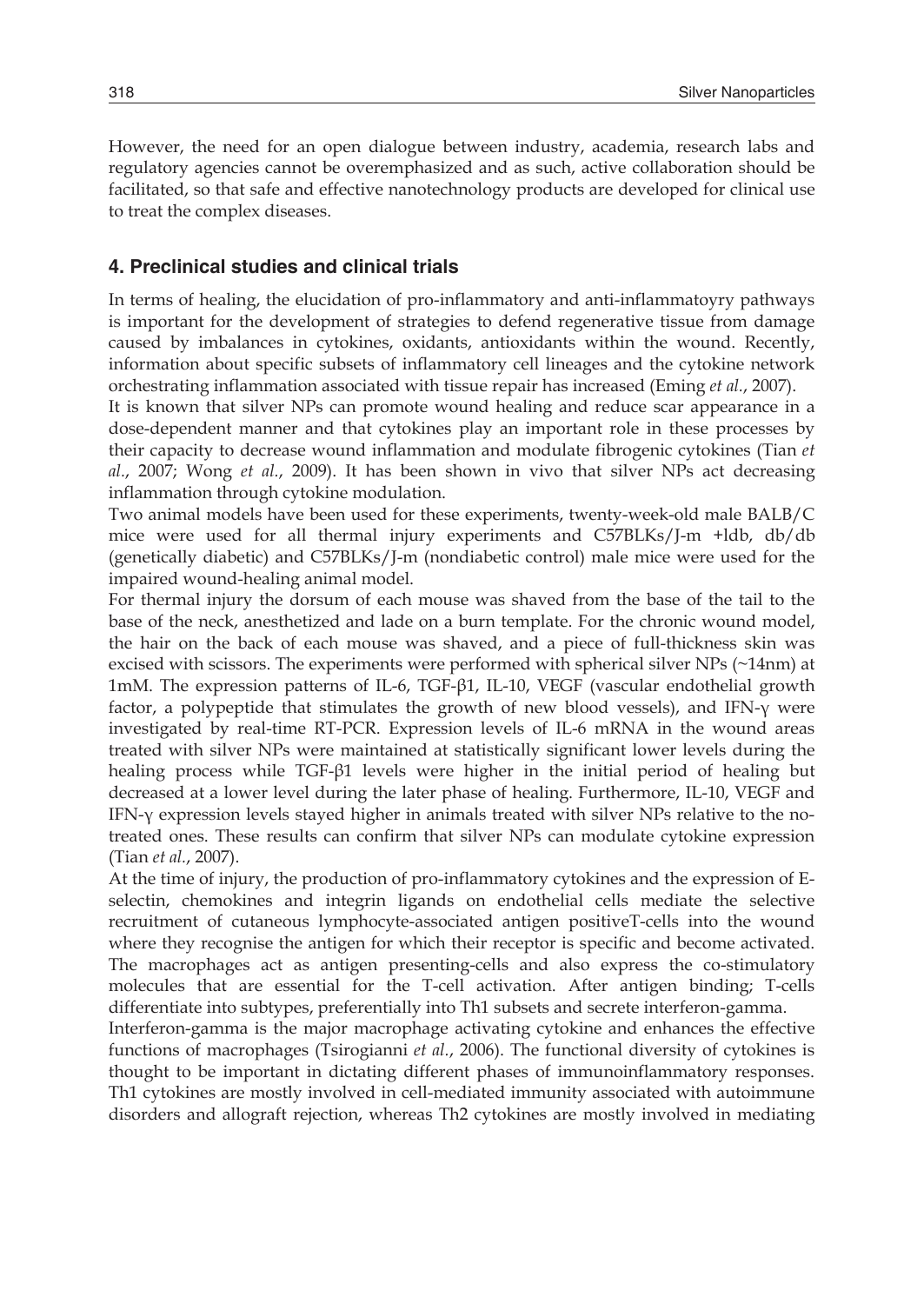However, the need for an open dialogue between industry, academia, research labs and regulatory agencies cannot be overemphasized and as such, active collaboration should be facilitated, so that safe and effective nanotechnology products are developed for clinical use to treat the complex diseases.

## 4. Preclinical studies and clinical trials

In terms of healing, the elucidation of pro-inflammatory and anti-inflammatoyry pathways is important for the development of strategies to defend regenerative tissue from damage caused by imbalances in cytokines, oxidants, antioxidants within the wound. Recently, information about specific subsets of inflammatory cell lineages and the cytokine network orchestrating inflammation associated with tissue repair has increased (Eming *et al.*, 2007).

It is known that silver NPs can promote wound healing and reduce scar appearance in a dose-dependent manner and that cytokines play an important role in these processes by their capacity to decrease wound inflammation and modulate fibrogenic cytokines (Tian *et al.*, 2007; Wong *et al.*, 2009). It has been shown in vivo that silver NPs act decreasing inflammation through cytokine modulation.

Two animal models have been used for these experiments, twenty-week-old male BALB/C mice were used for all thermal injury experiments and C57BLKs/J-m +ldb, db/db (genetically diabetic) and C57BLKs/J-m (nondiabetic control) male mice were used for the impaired wound-healing animal model.

For thermal injury the dorsum of each mouse was shaved from the base of the tail to the base of the neck, anesthetized and lade on a burn template. For the chronic wound model, the hair on the back of each mouse was shaved, and a piece of full-thickness skin was excised with scissors. The experiments were performed with spherical silver NPs (~14nm) at 1mM. The expression patterns of IL-6, TGF-β1, IL-10, VEGF (vascular endothelial growth factor, a polypeptide that stimulates the growth of new blood vessels), and IFN-γ were investigated by real-time RT-PCR. Expression levels of IL-6 mRNA in the wound areas treated with silver NPs were maintained at statistically significant lower levels during the healing process while TGF-β1 levels were higher in the initial period of healing but decreased at a lower level during the later phase of healing. Furthermore, IL-10, VEGF and IFN-γ expression levels stayed higher in animals treated with silver NPs relative to the no-treated ones. These results can confirm that silver NPs can modulate cytokine expression (Tian *et al.*, 2007).

At the time of injury, the production of pro-inflammatory cytokines and the expression of E-selectin, chemokines and integrin ligands on endothelial cells mediate the selective recruitment of cutaneous lymphocyte-associated antigen positiveT-cells into the wound where they recognise the antigen for which their receptor is specific and become activated. The macrophages act as antigen presenting-cells and also express the co-stimulatory molecules that are essential for the T-cell activation. After antigen binding; T-cells differentiate into subtypes, preferentially into Th1 subsets and secrete interferon-gamma.

Interferon-gamma is the major macrophage activating cytokine and enhances the effective functions of macrophages (Tsirogianni *et al.*, 2006). The functional diversity of cytokines is thought to be important in dictating different phases of immunoinflammatory responses. Th1 cytokines are mostly involved in cell-mediated immunity associated with autoimmune disorders and allograft rejection, whereas Th2 cytokines are mostly involved in mediating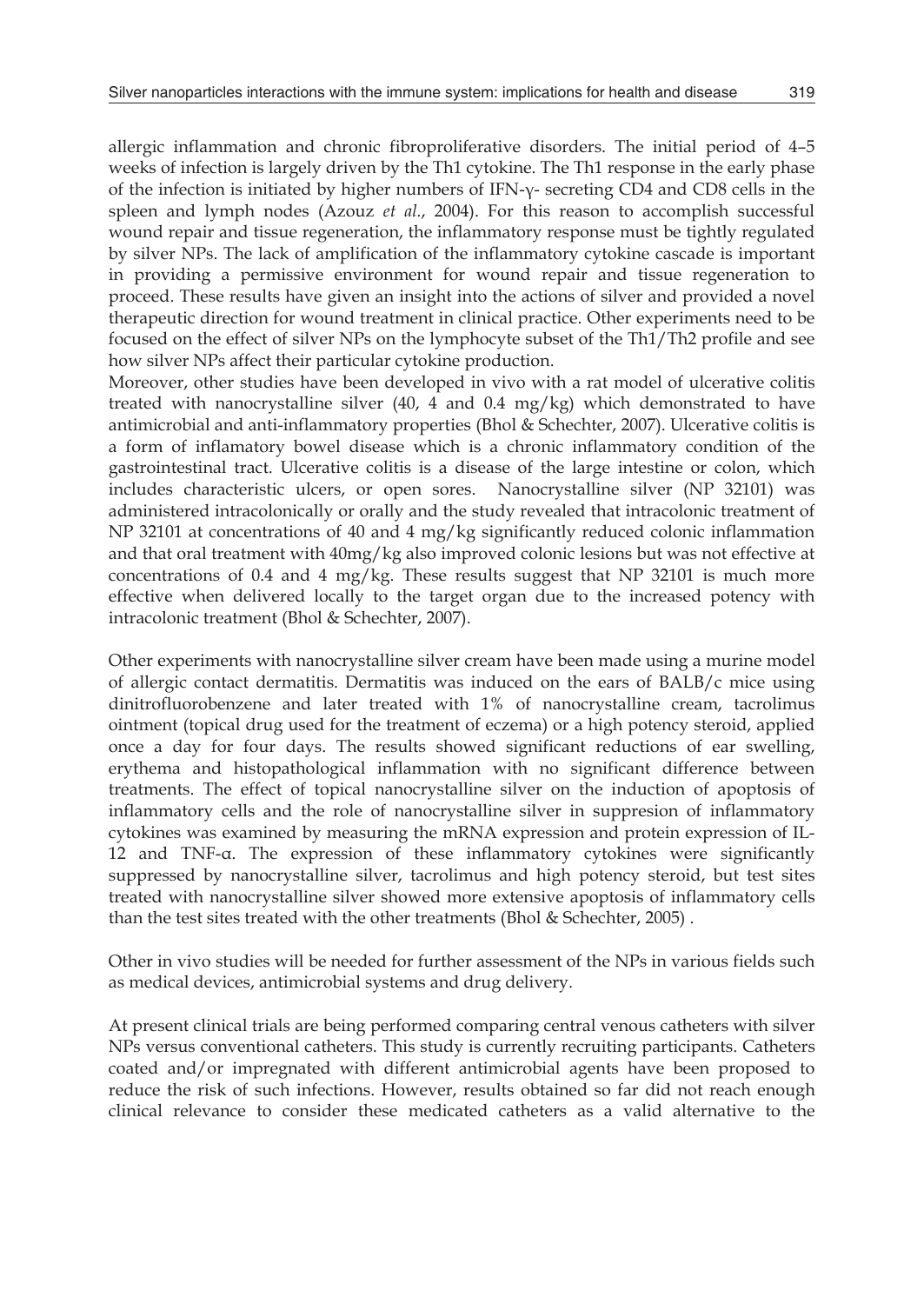allergic inflammation and chronic fibroproliferative disorders. The initial period of 4–5 weeks of infection is largely driven by the Th1 cytokine. The Th1 response in the early phase of the infection is initiated by higher numbers of IFN-γ- secreting CD4 and CD8 cells in the spleen and lymph nodes (Azouz *et al*., 2004). For this reason to accomplish successful wound repair and tissue regeneration, the inflammatory response must be tightly regulated by silver NPs. The lack of amplification of the inflammatory cytokine cascade is important in providing a permissive environment for wound repair and tissue regeneration to proceed. These results have given an insight into the actions of silver and provided a novel therapeutic direction for wound treatment in clinical practice. Other experiments need to be focused on the effect of silver NPs on the lymphocyte subset of the Th1/Th2 profile and see how silver NPs affect their particular cytokine production.

Moreover, other studies have been developed in vivo with a rat model of ulcerative colitis treated with nanocrystalline silver (40, 4 and 0.4 mg/kg) which demonstrated to have antimicrobial and anti-inflammatory properties (Bhol & Schechter, 2007). Ulcerative colitis is a form of inflamatory bowel disease which is a chronic inflammatory condition of the gastrointestinal tract. Ulcerative colitis is a disease of the large intestine or colon, which includes characteristic ulcers, or open sores. Nanocrystalline silver (NP 32101) was administered intracolonically or orally and the study revealed that intracolonic treatment of NP 32101 at concentrations of 40 and 4 mg/kg significantly reduced colonic inflammation and that oral treatment with 40mg/kg also improved colonic lesions but was not effective at concentrations of 0.4 and 4 mg/kg. These results suggest that NP 32101 is much more effective when delivered locally to the target organ due to the increased potency with intracolonic treatment (Bhol & Schechter, 2007).

Other experiments with nanocrystalline silver cream have been made using a murine model of allergic contact dermatitis. Dermatitis was induced on the ears of BALB/c mice using dinitrofluorobenzene and later treated with 1% of nanocrystalline cream, tacrolimus ointment (topical drug used for the treatment of eczema) or a high potency steroid, applied once a day for four days. The results showed significant reductions of ear swelling, erythema and histopathological inflammation with no significant difference between treatments. The effect of topical nanocrystalline silver on the induction of apoptosis of inflammatory cells and the role of nanocrystalline silver in suppresion of inflammatory cytokines was examined by measuring the mRNA expression and protein expression of IL-12 and TNF-α. The expression of these inflammatory cytokines were significantly suppressed by nanocrystalline silver, tacrolimus and high potency steroid, but test sites treated with nanocrystalline silver showed more extensive apoptosis of inflammatory cells than the test sites treated with the other treatments (Bhol & Schechter, 2005) .

Other in vivo studies will be needed for further assessment of the NPs in various fields such as medical devices, antimicrobial systems and drug delivery.

At present clinical trials are being performed comparing central venous catheters with silver NPs versus conventional catheters. This study is currently recruiting participants. Catheters coated and/or impregnated with different antimicrobial agents have been proposed to reduce the risk of such infections. However, results obtained so far did not reach enough clinical relevance to consider these medicated catheters as a valid alternative to the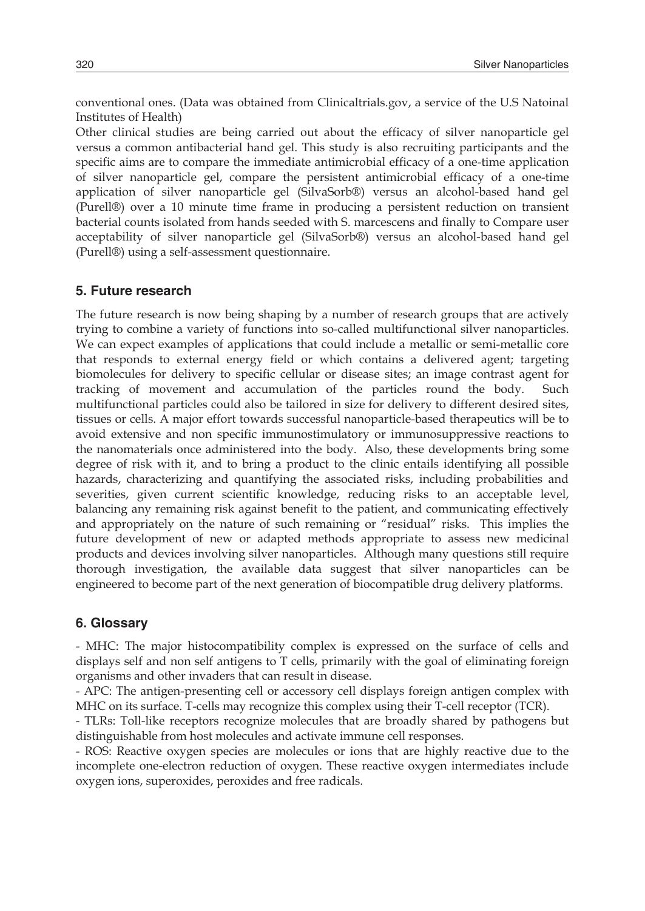conventional ones. (Data was obtained from Clinicaltrials.gov, a service of the U.S Natoinal Institutes of Health)

Other clinical studies are being carried out about the efficacy of silver nanoparticle gel versus a common antibacterial hand gel. This study is also recruiting participants and the specific aims are to compare the immediate antimicrobial efficacy of a one-time application of silver nanoparticle gel, compare the persistent antimicrobial efficacy of a one-time application of silver nanoparticle gel (SilvaSorb®) versus an alcohol-based hand gel (Purell®) over a 10 minute time frame in producing a persistent reduction on transient bacterial counts isolated from hands seeded with S. marcescens and finally to Compare user acceptability of silver nanoparticle gel (SilvaSorb®) versus an alcohol-based hand gel (Purell®) using a self-assessment questionnaire.

## 5. Future research

The future research is now being shaping by a number of research groups that are actively trying to combine a variety of functions into so-called multifunctional silver nanoparticles. We can expect examples of applications that could include a metallic or semi-metallic core that responds to external energy field or which contains a delivered agent; targeting biomolecules for delivery to specific cellular or disease sites; an image contrast agent for tracking of movement and accumulation of the particles round the body. Such multifunctional particles could also be tailored in size for delivery to different desired sites, tissues or cells. A major effort towards successful nanoparticle-based therapeutics will be to avoid extensive and non specific immunostimulatory or immunosuppressive reactions to the nanomaterials once administered into the body. Also, these developments bring some degree of risk with it, and to bring a product to the clinic entails identifying all possible hazards, characterizing and quantifying the associated risks, including probabilities and severities, given current scientific knowledge, reducing risks to an acceptable level, balancing any remaining risk against benefit to the patient, and communicating effectively and appropriately on the nature of such remaining or "residual" risks. This implies the future development of new or adapted methods appropriate to assess new medicinal products and devices involving silver nanoparticles. Although many questions still require thorough investigation, the available data suggest that silver nanoparticles can be engineered to become part of the next generation of biocompatible drug delivery platforms.

## 6. Glossary

- MHC: The major histocompatibility complex is expressed on the surface of cells and displays self and non self antigens to T cells, primarily with the goal of eliminating foreign organisms and other invaders that can result in disease.
- APC: The antigen-presenting cell or accessory cell displays foreign antigen complex with MHC on its surface. T-cells may recognize this complex using their T-cell receptor (TCR).
- TLRs: Toll-like receptors recognize molecules that are broadly shared by pathogens but distinguishable from host molecules and activate immune cell responses.
- ROS: Reactive oxygen species are molecules or ions that are highly reactive due to the incomplete one-electron reduction of oxygen. These reactive oxygen intermediates include oxygen ions, superoxides, peroxides and free radicals.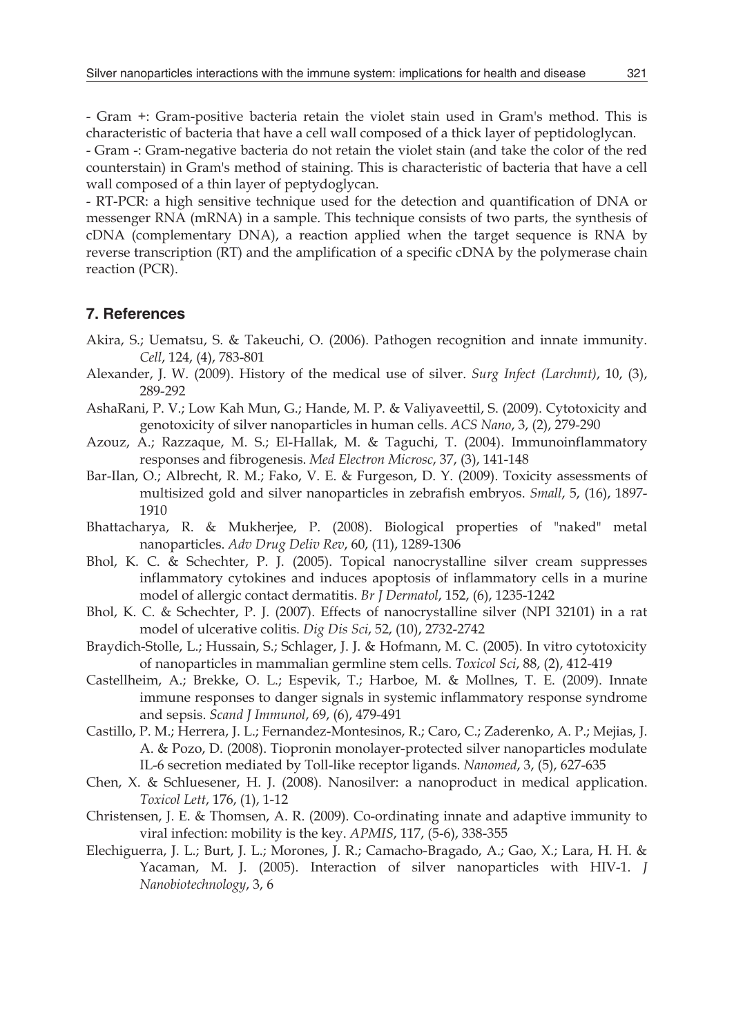- Gram +: Gram-positive bacteria retain the violet stain used in Gram's method. This is characteristic of bacteria that have a cell wall composed of a thick layer of peptidologlycan.

- Gram -: Gram-negative bacteria do not retain the violet stain (and take the color of the red counterstain) in Gram's method of staining. This is characteristic of bacteria that have a cell wall composed of a thin layer of peptydoglycan.

- RT-PCR: a high sensitive technique used for the detection and quantification of DNA or messenger RNA (mRNA) in a sample. This technique consists of two parts, the synthesis of cDNA (complementary DNA), a reaction applied when the target sequence is RNA by reverse transcription (RT) and the amplification of a specific cDNA by the polymerase chain reaction (PCR).

## 7. References

Akira, S.; Uematsu, S. & Takeuchi, O. (2006). Pathogen recognition and innate immunity. *Cell*, 124, (4), 783-801

Alexander, J. W. (2009). History of the medical use of silver. *Surg Infect (Larchmt)*, 10, (3), 289-292

AshaRani, P. V.; Low Kah Mun, G.; Hande, M. P. & Valiyaveettil, S. (2009). Cytotoxicity and genotoxicity of silver nanoparticles in human cells. *ACS Nano*, 3, (2), 279-290

Azouz, A.; Razzaque, M. S.; El-Hallak, M. & Taguchi, T. (2004). Immunoinflammatory responses and fibrogenesis. *Med Electron Microsc*, 37, (3), 141-148

Bar-Ilan, O.; Albrecht, R. M.; Fako, V. E. & Furgeson, D. Y. (2009). Toxicity assessments of multisized gold and silver nanoparticles in zebrafish embryos. *Small*, 5, (16), 1897-1910

Bhattacharya, R. & Mukherjee, P. (2008). Biological properties of "naked" metal nanoparticles. *Adv Drug Deliv Rev*, 60, (11), 1289-1306

Bhol, K. C. & Schechter, P. J. (2005). Topical nanocrystalline silver cream suppresses inflammatory cytokines and induces apoptosis of inflammatory cells in a murine model of allergic contact dermatitis. *Br J Dermatol*, 152, (6), 1235-1242

Bhol, K. C. & Schechter, P. J. (2007). Effects of nanocrystalline silver (NPI 32101) in a rat model of ulcerative colitis. *Dig Dis Sci*, 52, (10), 2732-2742

Braydich-Stolle, L.; Hussain, S.; Schlager, J. J. & Hofmann, M. C. (2005). In vitro cytotoxicity of nanoparticles in mammalian germline stem cells. *Toxicol Sci*, 88, (2), 412-419

Castellheim, A.; Brekke, O. L.; Espevik, T.; Harboe, M. & Mollnes, T. E. (2009). Innate immune responses to danger signals in systemic inflammatory response syndrome and sepsis. *Scand J Immunol*, 69, (6), 479-491

Castillo, P. M.; Herrera, J. L.; Fernandez-Montesinos, R.; Caro, C.; Zaderenko, A. P.; Mejias, J. A. & Pozo, D. (2008). Tiopronin monolayer-protected silver nanoparticles modulate IL-6 secretion mediated by Toll-like receptor ligands. *Nanomed*, 3, (5), 627-635

Chen, X. & Schluesener, H. J. (2008). Nanosilver: a nanoproduct in medical application. *Toxicol Lett*, 176, (1), 1-12

Christensen, J. E. & Thomsen, A. R. (2009). Co-ordinating innate and adaptive immunity to viral infection: mobility is the key. *APMIS*, 117, (5-6), 338-355

Elechiguerra, J. L.; Burt, J. L.; Morones, J. R.; Camacho-Bragado, A.; Gao, X.; Lara, H. H. & Yacaman, M. J. (2005). Interaction of silver nanoparticles with HIV-1. *J Nanobiotechnology*, 3, 6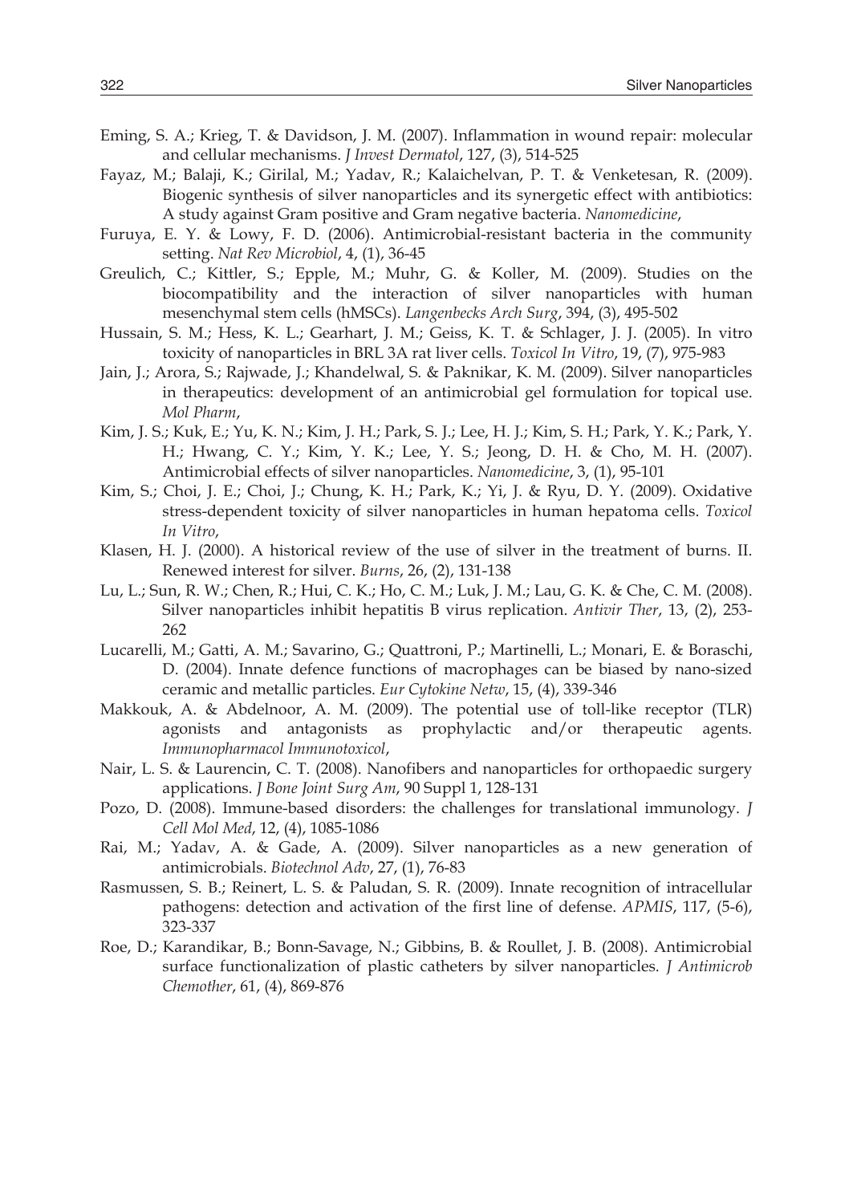Eming, S. A.; Krieg, T. & Davidson, J. M. (2007). Inflammation in wound repair: molecular and cellular mechanisms. *J Invest Dermatol*, 127, (3), 514-525

Fayaz, M.; Balaji, K.; Girilal, M.; Yadav, R.; Kalaichelvan, P. T. & Venketesan, R. (2009). Biogenic synthesis of silver nanoparticles and its synergetic effect with antibiotics: A study against Gram positive and Gram negative bacteria. *Nanomedicine*,

Furuya, E. Y. & Lowy, F. D. (2006). Antimicrobial-resistant bacteria in the community setting. *Nat Rev Microbiol*, 4, (1), 36-45

Greulich, C.; Kittler, S.; Epple, M.; Muhr, G. & Koller, M. (2009). Studies on the biocompatibility and the interaction of silver nanoparticles with human mesenchymal stem cells (hMSCs). *Langenbecks Arch Surg*, 394, (3), 495-502

Hussain, S. M.; Hess, K. L.; Gearhart, J. M.; Geiss, K. T. & Schlager, J. J. (2005). In vitro toxicity of nanoparticles in BRL 3A rat liver cells. *Toxicol In Vitro*, 19, (7), 975-983

Jain, J.; Arora, S.; Rajwade, J.; Khandelwal, S. & Paknikar, K. M. (2009). Silver nanoparticles in therapeutics: development of an antimicrobial gel formulation for topical use. *Mol Pharm*,

Kim, J. S.; Kuk, E.; Yu, K. N.; Kim, J. H.; Park, S. J.; Lee, H. J.; Kim, S. H.; Park, Y. K.; Park, Y. H.; Hwang, C. Y.; Kim, Y. K.; Lee, Y. S.; Jeong, D. H. & Cho, M. H. (2007). Antimicrobial effects of silver nanoparticles. *Nanomedicine*, 3, (1), 95-101

Kim, S.; Choi, J. E.; Choi, J.; Chung, K. H.; Park, K.; Yi, J. & Ryu, D. Y. (2009). Oxidative stress-dependent toxicity of silver nanoparticles in human hepatoma cells. *Toxicol In Vitro*,

Klasen, H. J. (2000). A historical review of the use of silver in the treatment of burns. II. Renewed interest for silver. *Burns*, 26, (2), 131-138

Lu, L.; Sun, R. W.; Chen, R.; Hui, C. K.; Ho, C. M.; Luk, J. M.; Lau, G. K. & Che, C. M. (2008). Silver nanoparticles inhibit hepatitis B virus replication. *Antivir Ther*, 13, (2), 253-262

Lucarelli, M.; Gatti, A. M.; Savarino, G.; Quattroni, P.; Martinelli, L.; Monari, E. & Boraschi, D. (2004). Innate defence functions of macrophages can be biased by nano-sized ceramic and metallic particles. *Eur Cytokine Netw*, 15, (4), 339-346

Makkouk, A. & Abdelnoor, A. M. (2009). The potential use of toll-like receptor (TLR) agonists and antagonists as prophylactic and/or therapeutic agents. *Immunopharmacol Immunotoxicol*,

Nair, L. S. & Laurencin, C. T. (2008). Nanofibers and nanoparticles for orthopaedic surgery applications. *J Bone Joint Surg Am*, 90 Suppl 1, 128-131

Pozo, D. (2008). Immune-based disorders: the challenges for translational immunology. *J Cell Mol Med*, 12, (4), 1085-1086

Rai, M.; Yadav, A. & Gade, A. (2009). Silver nanoparticles as a new generation of antimicrobials. *Biotechnol Adv*, 27, (1), 76-83

Rasmussen, S. B.; Reinert, L. S. & Paludan, S. R. (2009). Innate recognition of intracellular pathogens: detection and activation of the first line of defense. *APMIS*, 117, (5-6), 323-337

Roe, D.; Karandikar, B.; Bonn-Savage, N.; Gibbins, B. & Roullet, J. B. (2008). Antimicrobial surface functionalization of plastic catheters by silver nanoparticles. *J Antimicrob Chemother*, 61, (4), 869-876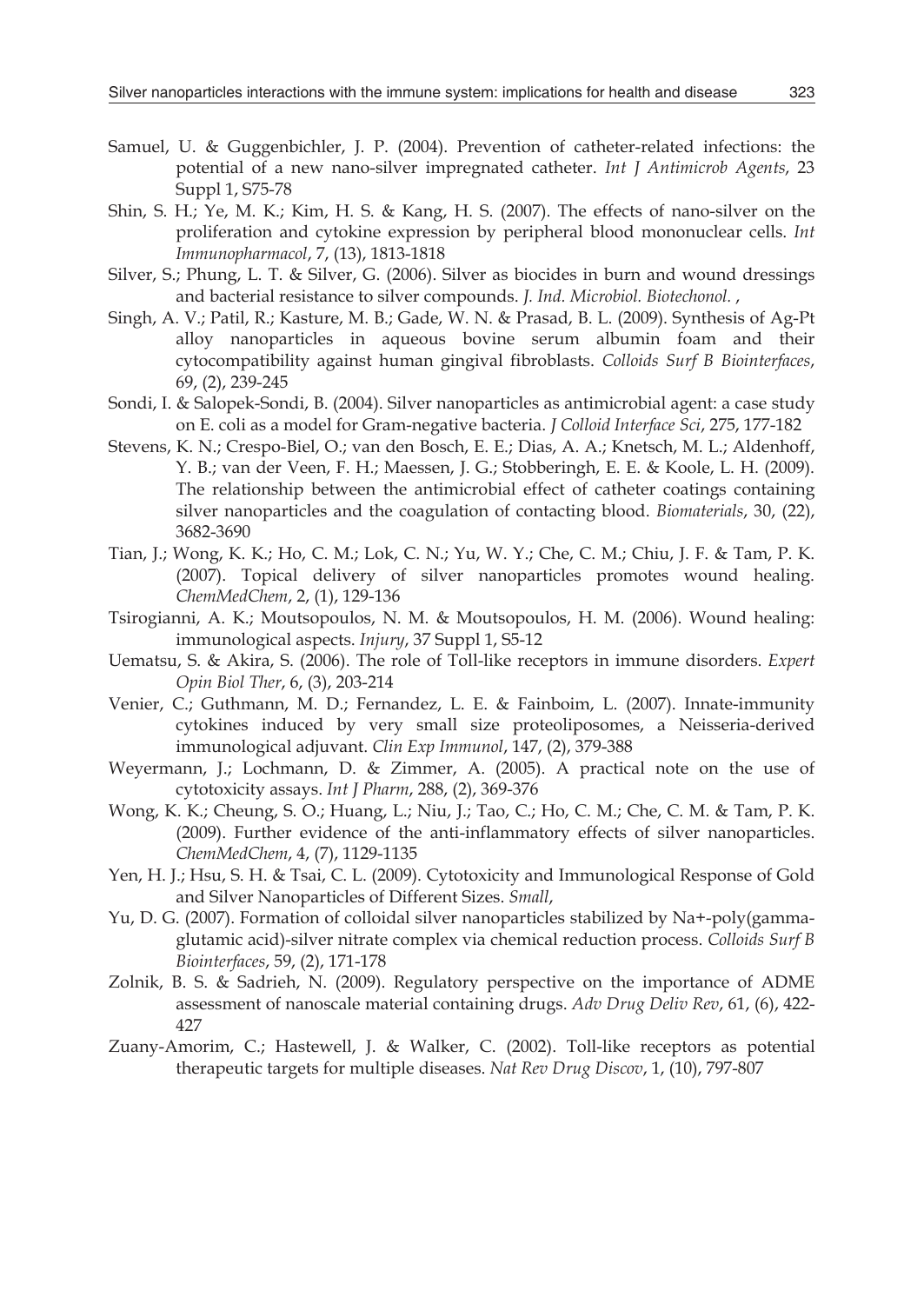Samuel, U. & Guggenbichler, J. P. (2004). Prevention of catheter-related infections: the potential of a new nano-silver impregnated catheter. *Int J Antimicrob Agents*, 23 Suppl 1, S75-78

Shin, S. H.; Ye, M. K.; Kim, H. S. & Kang, H. S. (2007). The effects of nano-silver on the proliferation and cytokine expression by peripheral blood mononuclear cells. *Int Immunopharmacol*, 7, (13), 1813-1818

Silver, S.; Phung, L. T. & Silver, G. (2006). Silver as biocides in burn and wound dressings and bacterial resistance to silver compounds. *J. Ind. Microbiol. Biotechonol.* ,

Singh, A. V.; Patil, R.; Kasture, M. B.; Gade, W. N. & Prasad, B. L. (2009). Synthesis of Ag-Pt alloy nanoparticles in aqueous bovine serum albumin foam and their cytocompatibility against human gingival fibroblasts. *Colloids Surf B Biointerfaces*, 69, (2), 239-245

Sondi, I. & Salopek-Sondi, B. (2004). Silver nanoparticles as antimicrobial agent: a case study on E. coli as a model for Gram-negative bacteria. *J Colloid Interface Sci*, 275, 177-182

Stevens, K. N.; Crespo-Biel, O.; van den Bosch, E. E.; Dias, A. A.; Knetsch, M. L.; Aldenhoff, Y. B.; van der Veen, F. H.; Maessen, J. G.; Stobberingh, E. E. & Koole, L. H. (2009). The relationship between the antimicrobial effect of catheter coatings containing silver nanoparticles and the coagulation of contacting blood. *Biomaterials*, 30, (22), 3682-3690

Tian, J.; Wong, K. K.; Ho, C. M.; Lok, C. N.; Yu, W. Y.; Che, C. M.; Chiu, J. F. & Tam, P. K. (2007). Topical delivery of silver nanoparticles promotes wound healing. *ChemMedChem*, 2, (1), 129-136

Tsirogianni, A. K.; Moutsopoulos, N. M. & Moutsopoulos, H. M. (2006). Wound healing: immunological aspects. *Injury*, 37 Suppl 1, S5-12

Uematsu, S. & Akira, S. (2006). The role of Toll-like receptors in immune disorders. *Expert Opin Biol Ther*, 6, (3), 203-214

Venier, C.; Guthmann, M. D.; Fernandez, L. E. & Fainboim, L. (2007). Innate-immunity cytokines induced by very small size proteoliposomes, a Neisseria-derived immunological adjuvant. *Clin Exp Immunol*, 147, (2), 379-388

Weyermann, J.; Lochmann, D. & Zimmer, A. (2005). A practical note on the use of cytotoxicity assays. *Int J Pharm*, 288, (2), 369-376

Wong, K. K.; Cheung, S. O.; Huang, L.; Niu, J.; Tao, C.; Ho, C. M.; Che, C. M. & Tam, P. K. (2009). Further evidence of the anti-inflammatory effects of silver nanoparticles. *ChemMedChem*, 4, (7), 1129-1135

Yen, H. J.; Hsu, S. H. & Tsai, C. L. (2009). Cytotoxicity and Immunological Response of Gold and Silver Nanoparticles of Different Sizes. *Small*,

Yu, D. G. (2007). Formation of colloidal silver nanoparticles stabilized by Na+-poly(gamma-glutamic acid)-silver nitrate complex via chemical reduction process. *Colloids Surf B Biointerfaces*, 59, (2), 171-178

Zolnik, B. S. & Sadrieh, N. (2009). Regulatory perspective on the importance of ADME assessment of nanoscale material containing drugs. *Adv Drug Deliv Rev*, 61, (6), 422-427

Zuany-Amorim, C.; Hastewell, J. & Walker, C. (2002). Toll-like receptors as potential therapeutic targets for multiple diseases. *Nat Rev Drug Discov*, 1, (10), 797-807